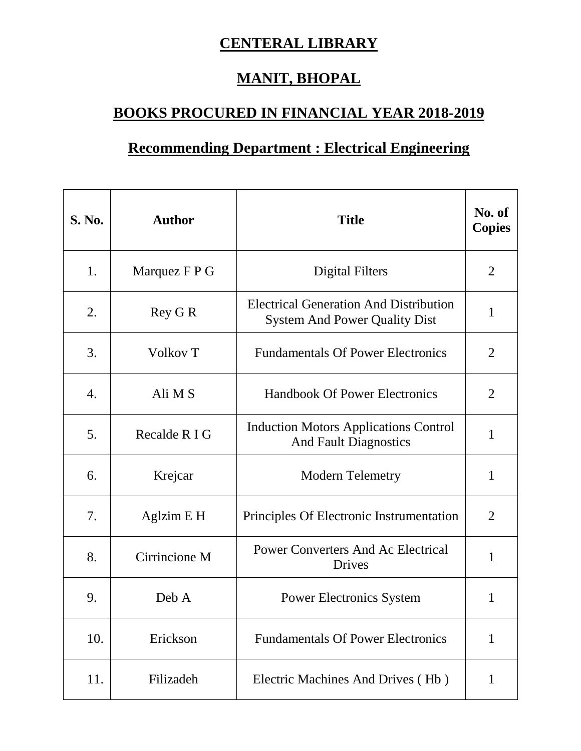# CENTERAL LIBRARY

# MANIT, BHOPAL

## BOOKS PROCURED IN FINANCIAL YEAR 2018-2019

## Recommending Department : Electrical Engineering

| S. No. | Author | Title | No. of Copies |
|---|---|---|---|
| 1. | Marquez F P G | Digital Filters | 2 |
| 2. | Rey G R | Electrical Generation And Distribution System And Power Quality Dist | 1 |
| 3. | Volkov T | Fundamentals Of Power Electronics | 2 |
| 4. | Ali M S | Handbook Of Power Electronics | 2 |
| 5. | Recalde R I G | Induction Motors Applications Control And Fault Diagnostics | 1 |
| 6. | Krejcar | Modern Telemetry | 1 |
| 7. | Aglzim E H | Principles Of Electronic Instrumentation | 2 |
| 8. | Cirrincione M | Power Converters And Ac Electrical Drives | 1 |
| 9. | Deb A | Power Electronics System | 1 |
| 10. | Erickson | Fundamentals Of Power Electronics | 1 |
| 11. | Filizadeh | Electric Machines And Drives ( Hb ) | 1 |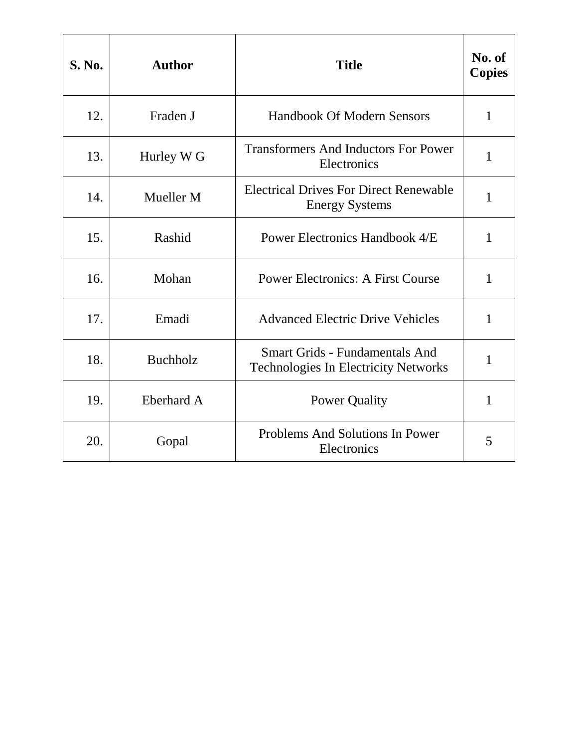| S. No. | Author | Title | No. of Copies |
|---|---|---|---|
| 12. | Fraden J | Handbook Of Modern Sensors | 1 |
| 13. | Hurley W G | Transformers And Inductors For Power Electronics | 1 |
| 14. | Mueller M | Electrical Drives For Direct Renewable Energy Systems | 1 |
| 15. | Rashid | Power Electronics Handbook 4/E | 1 |
| 16. | Mohan | Power Electronics: A First Course | 1 |
| 17. | Emadi | Advanced Electric Drive Vehicles | 1 |
| 18. | Buchholz | Smart Grids - Fundamentals And Technologies In Electricity Networks | 1 |
| 19. | Eberhard A | Power Quality | 1 |
| 20. | Gopal | Problems And Solutions In Power Electronics | 5 |